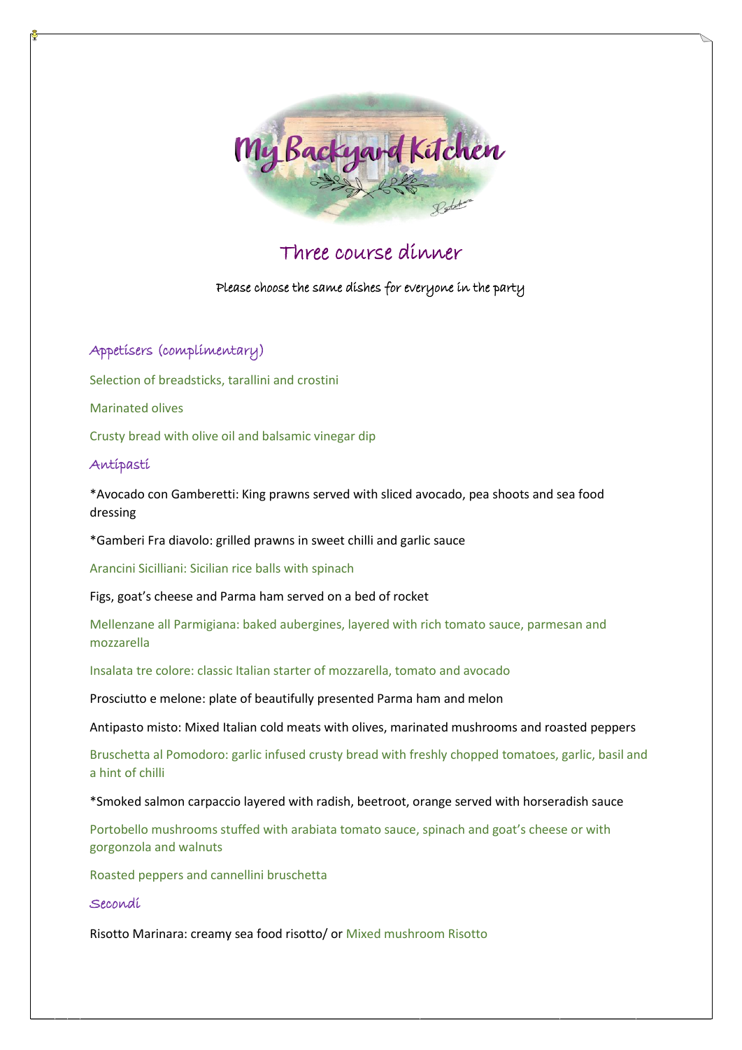# My Backyard Kitchen

## Three course dinner

Please choose the same dishes for everyone in the party

### Appetisers (complimentary)

Selection of breadsticks, tarallini and crostini

Marinated olives

Crusty bread with olive oil and balsamic vinegar dip

### Antipasti

*Avocado con Gamberetti: King prawns served with sliced avocado, pea shoots and sea food dressing

*Gamberi Fra diavolo: grilled prawns in sweet chilli and garlic sauce

Arancini Sicilliani: Sicilian rice balls with spinach

Figs, goat's cheese and Parma ham served on a bed of rocket

Mellenzane all Parmigiana: baked aubergines, layered with rich tomato sauce, parmesan and mozzarella

Insalata tre colore: classic Italian starter of mozzarella, tomato and avocado

Prosciutto e melone: plate of beautifully presented Parma ham and melon

Antipasto misto: Mixed Italian cold meats with olives, marinated mushrooms and roasted peppers

Bruschetta al Pomodoro: garlic infused crusty bread with freshly chopped tomatoes, garlic, basil and a hint of chilli

*Smoked salmon carpaccio layered with radish, beetroot, orange served with horseradish sauce

Portobello mushrooms stuffed with arabiata tomato sauce, spinach and goat's cheese or with gorgonzola and walnuts

Roasted peppers and cannellini bruschetta

### Secondi

Risotto Marinara: creamy sea food risotto/ or Mixed mushroom Risotto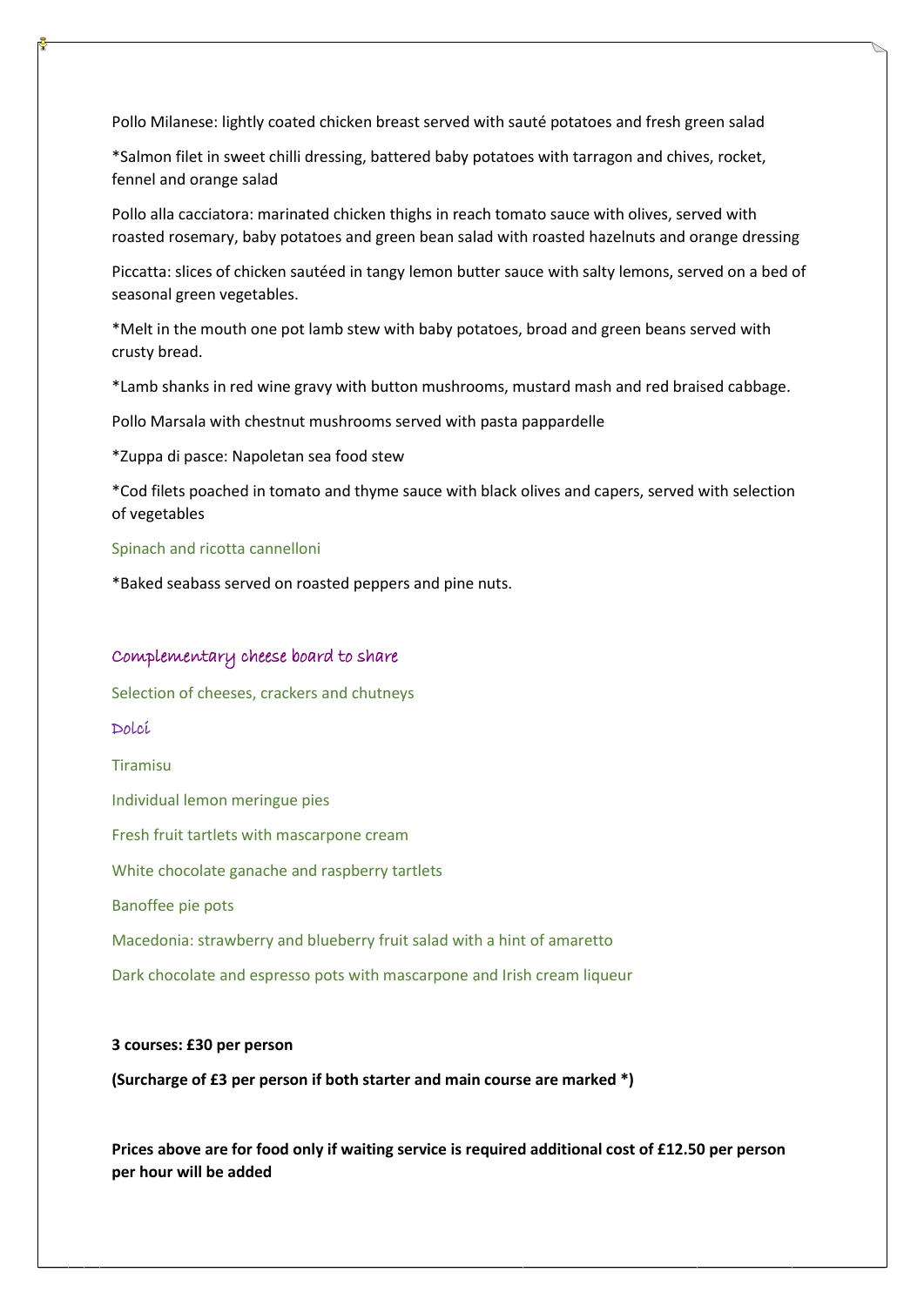Pollo Milanese: lightly coated chicken breast served with sauté potatoes and fresh green salad

*Salmon filet in sweet chilli dressing, battered baby potatoes with tarragon and chives, rocket, fennel and orange salad

Pollo alla cacciatora: marinated chicken thighs in reach tomato sauce with olives, served with roasted rosemary, baby potatoes and green bean salad with roasted hazelnuts and orange dressing

Piccatta: slices of chicken sautéed in tangy lemon butter sauce with salty lemons, served on a bed of seasonal green vegetables.

*Melt in the mouth one pot lamb stew with baby potatoes, broad and green beans served with crusty bread.

*Lamb shanks in red wine gravy with button mushrooms, mustard mash and red braised cabbage.

Pollo Marsala with chestnut mushrooms served with pasta pappardelle

*Zuppa di pasce: Napoletan sea food stew

*Cod filets poached in tomato and thyme sauce with black olives and capers, served with selection of vegetables

Spinach and ricotta cannelloni

*Baked seabass served on roasted peppers and pine nuts.

## Complementary cheese board to share

Selection of cheeses, crackers and chutneys

## Dolci

Tiramisu

Individual lemon meringue pies

Fresh fruit tartlets with mascarpone cream

White chocolate ganache and raspberry tartlets

Banoffee pie pots

Macedonia: strawberry and blueberry fruit salad with a hint of amaretto

Dark chocolate and espresso pots with mascarpone and Irish cream liqueur

**3 courses: £30 per person**

**(Surcharge of £3 per person if both starter and main course are marked *)**

**Prices above are for food only if waiting service is required additional cost of £12.50 per person per hour will be added**